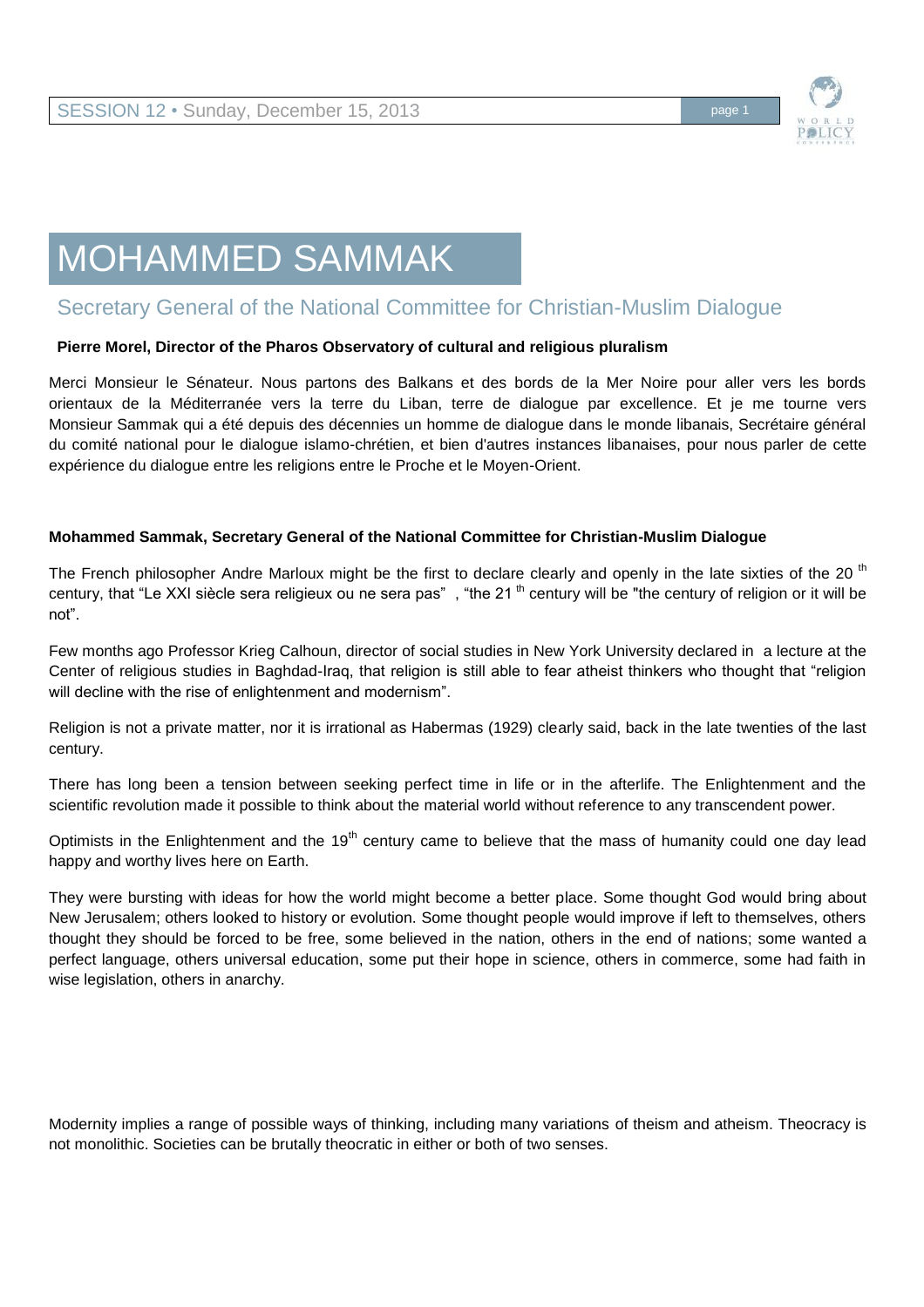# MOHAMMED SAMMAK

## Secretary General of the National Committee for Christian-Muslim Dialogue

**Pierre Morel, Director of the Pharos Observatory of cultural and religious pluralism**

Merci Monsieur le Sénateur. Nous partons des Balkans et des bords de la Mer Noire pour aller vers les bords orientaux de la Méditerranée vers la terre du Liban, terre de dialogue par excellence. Et je me tourne vers Monsieur Sammak qui a été depuis des décennies un homme de dialogue dans le monde libanais, Secrétaire général du comité national pour le dialogue islamo-chrétien, et bien d'autres instances libanaises, pour nous parler de cette expérience du dialogue entre les religions entre le Proche et le Moyen-Orient.

**Mohammed Sammak, Secretary General of the National Committee for Christian-Muslim Dialogue**

The French philosopher Andre Marloux might be the first to declare clearly and openly in the late sixties of the 20 th century, that "Le XXI siècle sera religieux ou ne sera pas" , "the 21 th century will be "the century of religion or it will be not".

Few months ago Professor Krieg Calhoun, director of social studies in New York University declared in a lecture at the Center of religious studies in Baghdad-Iraq, that religion is still able to fear atheist thinkers who thought that "religion will decline with the rise of enlightenment and modernism".

Religion is not a private matter, nor it is irrational as Habermas (1929) clearly said, back in the late twenties of the last century.

There has long been a tension between seeking perfect time in life or in the afterlife. The Enlightenment and the scientific revolution made it possible to think about the material world without reference to any transcendent power.

Optimists in the Enlightenment and the 19th century came to believe that the mass of humanity could one day lead happy and worthy lives here on Earth.

They were bursting with ideas for how the world might become a better place. Some thought God would bring about New Jerusalem; others looked to history or evolution. Some thought people would improve if left to themselves, others thought they should be forced to be free, some believed in the nation, others in the end of nations; some wanted a perfect language, others universal education, some put their hope in science, others in commerce, some had faith in wise legislation, others in anarchy.

Modernity implies a range of possible ways of thinking, including many variations of theism and atheism. Theocracy is not monolithic. Societies can be brutally theocratic in either or both of two senses.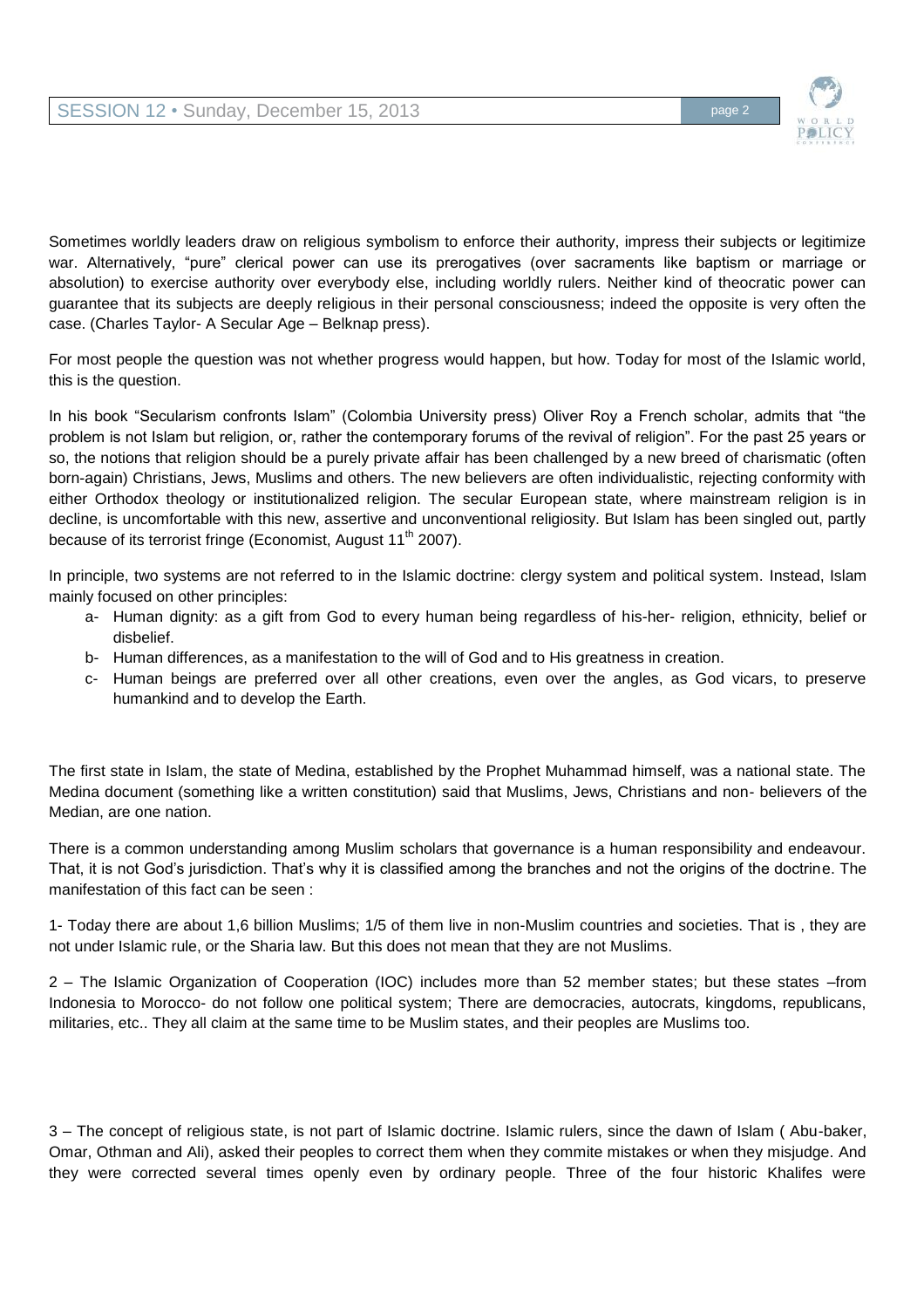Sometimes worldly leaders draw on religious symbolism to enforce their authority, impress their subjects or legitimize war. Alternatively, "pure" clerical power can use its prerogatives (over sacraments like baptism or marriage or absolution) to exercise authority over everybody else, including worldly rulers. Neither kind of theocratic power can guarantee that its subjects are deeply religious in their personal consciousness; indeed the opposite is very often the case. (Charles Taylor- A Secular Age – Belknap press).

For most people the question was not whether progress would happen, but how. Today for most of the Islamic world, this is the question.

In his book "Secularism confronts Islam" (Colombia University press) Oliver Roy a French scholar, admits that "the problem is not Islam but religion, or, rather the contemporary forums of the revival of religion". For the past 25 years or so, the notions that religion should be a purely private affair has been challenged by a new breed of charismatic (often born-again) Christians, Jews, Muslims and others. The new believers are often individualistic, rejecting conformity with either Orthodox theology or institutionalized religion. The secular European state, where mainstream religion is in decline, is uncomfortable with this new, assertive and unconventional religiosity. But Islam has been singled out, partly because of its terrorist fringe (Economist, August 11th 2007).

In principle, two systems are not referred to in the Islamic doctrine: clergy system and political system. Instead, Islam mainly focused on other principles:

- a- Human dignity: as a gift from God to every human being regardless of his-her- religion, ethnicity, belief or disbelief.
- b- Human differences, as a manifestation to the will of God and to His greatness in creation.
- c- Human beings are preferred over all other creations, even over the angles, as God vicars, to preserve humankind and to develop the Earth.

The first state in Islam, the state of Medina, established by the Prophet Muhammad himself, was a national state. The Medina document (something like a written constitution) said that Muslims, Jews, Christians and non- believers of the Median, are one nation.

There is a common understanding among Muslim scholars that governance is a human responsibility and endeavour. That, it is not God's jurisdiction. That's why it is classified among the branches and not the origins of the doctrine. The manifestation of this fact can be seen :

1- Today there are about 1,6 billion Muslims; 1/5 of them live in non-Muslim countries and societies. That is , they are not under Islamic rule, or the Sharia law. But this does not mean that they are not Muslims.

2 – The Islamic Organization of Cooperation (IOC) includes more than 52 member states; but these states –from Indonesia to Morocco- do not follow one political system; There are democracies, autocrats, kingdoms, republicans, militaries, etc.. They all claim at the same time to be Muslim states, and their peoples are Muslims too.

3 – The concept of religious state, is not part of Islamic doctrine. Islamic rulers, since the dawn of Islam ( Abu-baker, Omar, Othman and Ali), asked their peoples to correct them when they commite mistakes or when they misjudge. And they were corrected several times openly even by ordinary people. Three of the four historic Khalifes were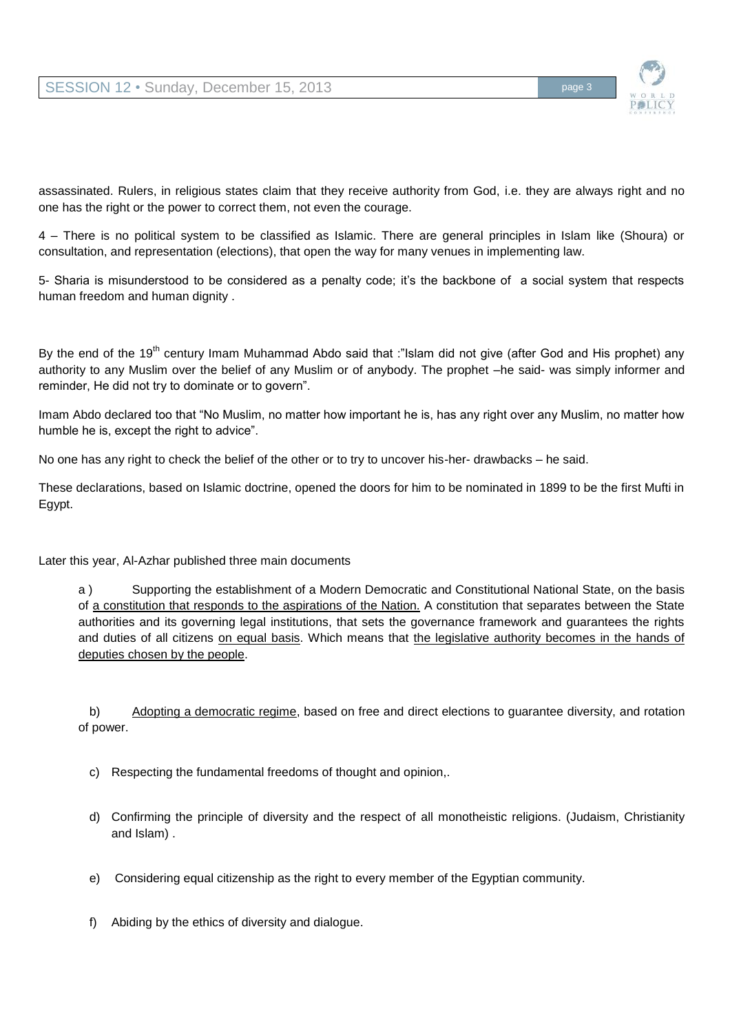assassinated. Rulers, in religious states claim that they receive authority from God, i.e. they are always right and no one has the right or the power to correct them, not even the courage.

4 – There is no political system to be classified as Islamic. There are general principles in Islam like (Shoura) or consultation, and representation (elections), that open the way for many venues in implementing law.

5- Sharia is misunderstood to be considered as a penalty code; it's the backbone of a social system that respects human freedom and human dignity .

By the end of the 19th century Imam Muhammad Abdo said that :"Islam did not give (after God and His prophet) any authority to any Muslim over the belief of any Muslim or of anybody. The prophet –he said- was simply informer and reminder, He did not try to dominate or to govern".

Imam Abdo declared too that "No Muslim, no matter how important he is, has any right over any Muslim, no matter how humble he is, except the right to advice".

No one has any right to check the belief of the other or to try to uncover his-her- drawbacks – he said.

These declarations, based on Islamic doctrine, opened the doors for him to be nominated in 1899 to be the first Mufti in Egypt.

Later this year, Al-Azhar published three main documents

a ) Supporting the establishment of a Modern Democratic and Constitutional National State, on the basis of <u>a constitution that responds to the aspirations of the Nation.</u> A constitution that separates between the State authorities and its governing legal institutions, that sets the governance framework and guarantees the rights and duties of all citizens <u>on equal basis</u>. Which means that <u>the legislative authority becomes in the hands of deputies chosen by the people</u>.

b) <u>Adopting a democratic regime</u>, based on free and direct elections to guarantee diversity, and rotation of power.

c) Respecting the fundamental freedoms of thought and opinion,.

d) Confirming the principle of diversity and the respect of all monotheistic religions. (Judaism, Christianity and Islam) .

e) Considering equal citizenship as the right to every member of the Egyptian community.

f) Abiding by the ethics of diversity and dialogue.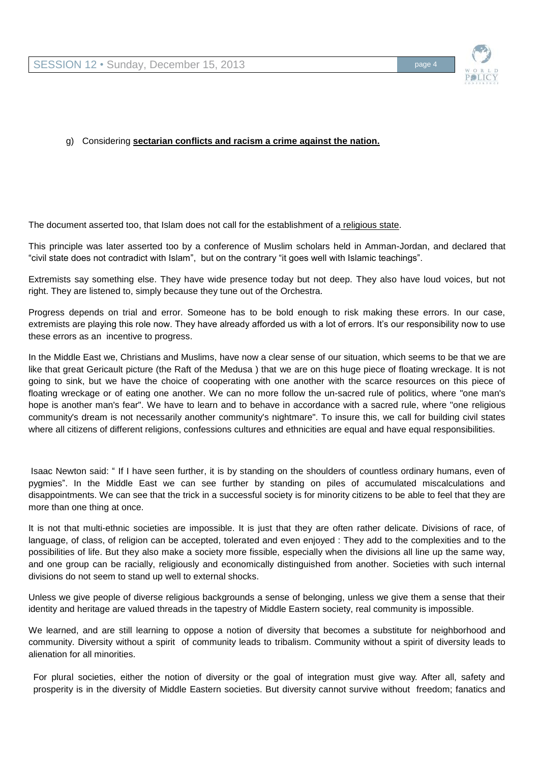g) Considering **sectarian conflicts and racism a crime against the nation.**

The document asserted too, that Islam does not call for the establishment of a religious state.

This principle was later asserted too by a conference of Muslim scholars held in Amman-Jordan, and declared that "civil state does not contradict with Islam", but on the contrary "it goes well with Islamic teachings".

Extremists say something else. They have wide presence today but not deep. They also have loud voices, but not right. They are listened to, simply because they tune out of the Orchestra.

Progress depends on trial and error. Someone has to be bold enough to risk making these errors. In our case, extremists are playing this role now. They have already afforded us with a lot of errors. It's our responsibility now to use these errors as an incentive to progress.

In the Middle East we, Christians and Muslims, have now a clear sense of our situation, which seems to be that we are like that great Gericault picture (the Raft of the Medusa ) that we are on this huge piece of floating wreckage. It is not going to sink, but we have the choice of cooperating with one another with the scarce resources on this piece of floating wreckage or of eating one another. We can no more follow the un-sacred rule of politics, where "one man's hope is another man's fear". We have to learn and to behave in accordance with a sacred rule, where "one religious community's dream is not necessarily another community's nightmare". To insure this, we call for building civil states where all citizens of different religions, confessions cultures and ethnicities are equal and have equal responsibilities.

Isaac Newton said: " If I have seen further, it is by standing on the shoulders of countless ordinary humans, even of pygmies". In the Middle East we can see further by standing on piles of accumulated miscalculations and disappointments. We can see that the trick in a successful society is for minority citizens to be able to feel that they are more than one thing at once.

It is not that multi-ethnic societies are impossible. It is just that they are often rather delicate. Divisions of race, of language, of class, of religion can be accepted, tolerated and even enjoyed : They add to the complexities and to the possibilities of life. But they also make a society more fissible, especially when the divisions all line up the same way, and one group can be racially, religiously and economically distinguished from another. Societies with such internal divisions do not seem to stand up well to external shocks.

Unless we give people of diverse religious backgrounds a sense of belonging, unless we give them a sense that their identity and heritage are valued threads in the tapestry of Middle Eastern society, real community is impossible.

We learned, and are still learning to oppose a notion of diversity that becomes a substitute for neighborhood and community. Diversity without a spirit of community leads to tribalism. Community without a spirit of diversity leads to alienation for all minorities.

For plural societies, either the notion of diversity or the goal of integration must give way. After all, safety and prosperity is in the diversity of Middle Eastern societies. But diversity cannot survive without freedom; fanatics and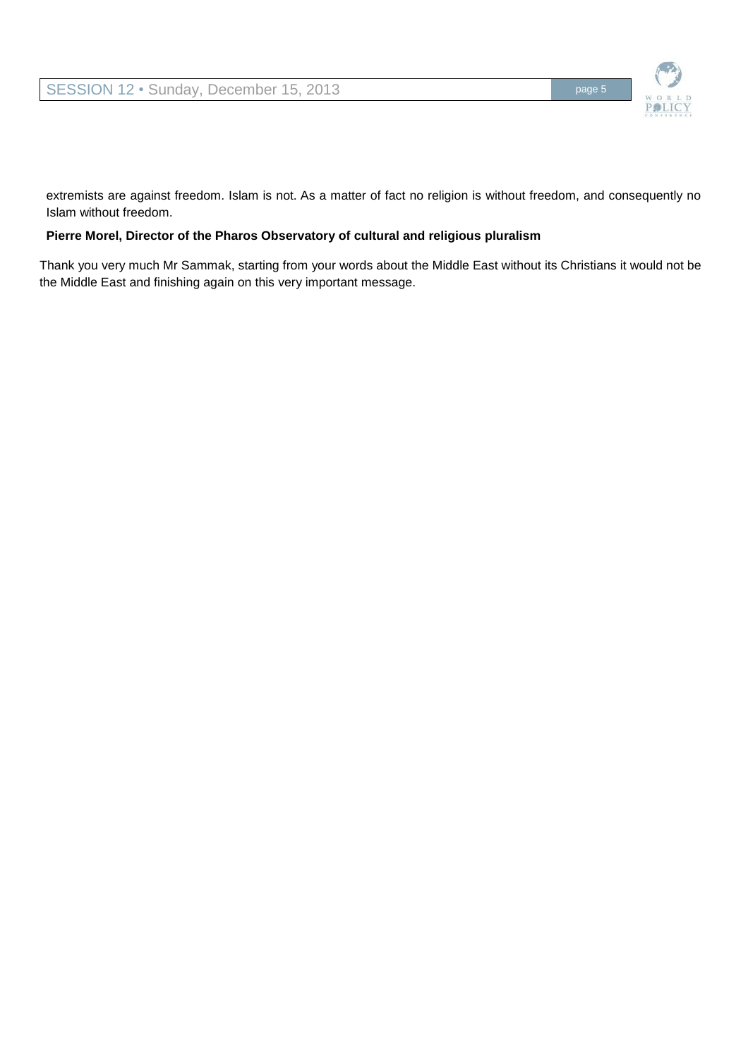extremists are against freedom. Islam is not. As a matter of fact no religion is without freedom, and consequently no Islam without freedom.

**Pierre Morel, Director of the Pharos Observatory of cultural and religious pluralism**

Thank you very much Mr Sammak, starting from your words about the Middle East without its Christians it would not be the Middle East and finishing again on this very important message.